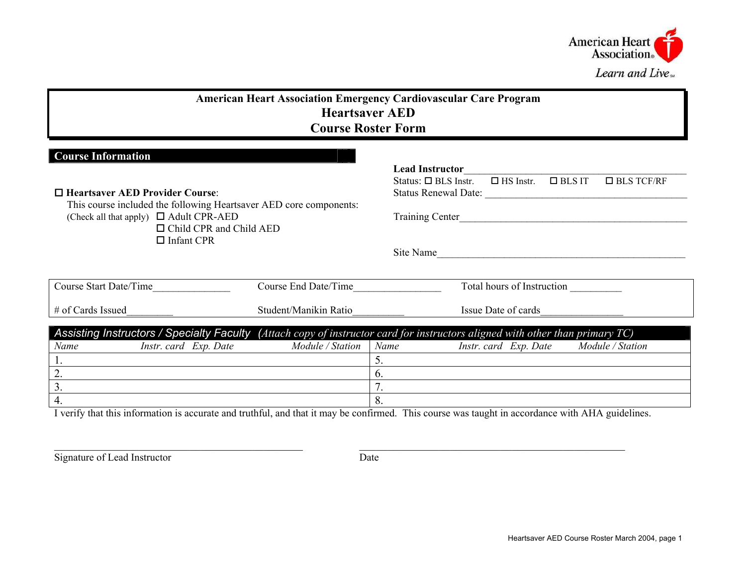American Heart Association
Learn and Live

# American Heart Association Emergency Cardiovascular Care Program
# Heartsaver AED
# Course Roster Form

## Course Information

☐ **Heartsaver AED Provider Course**:
This course included the following Heartsaver AED core components:
(Check all that apply) ☐ Adult CPR-AED
☐ Child CPR and Child AED
☐ Infant CPR

**Lead Instructor**\_\_\_\_\_\_\_\_\_\_\_\_\_\_\_\_\_\_\_\_\_\_\_\_\_\_\_\_\_\_\_\_\_\_\_\_\_\_\_\_
Status: ☐ BLS Instr. ☐ HS Instr. ☐ BLS IT ☐ BLS TCF/RF
Status Renewal Date: \_\_\_\_\_\_\_\_\_\_\_\_\_\_\_\_\_\_\_\_\_\_\_\_\_\_\_\_\_\_\_\_\_\_\_\_\_\_\_\_

Training Center\_\_\_\_\_\_\_\_\_\_\_\_\_\_\_\_\_\_\_\_\_\_\_\_\_\_\_\_\_\_\_\_\_\_\_\_\_\_\_\_\_\_\_\_

Site Name\_\_\_\_\_\_\_\_\_\_\_\_\_\_\_\_\_\_\_\_\_\_\_\_\_\_\_\_\_\_\_\_\_\_\_\_\_\_\_\_\_\_\_\_\_\_\_\_\_\_

| Course Start Date/Time\_\_\_\_\_\_\_\_\_\_\_\_\_\_\_ | Course End Date/Time\_\_\_\_\_\_\_\_\_\_\_\_\_\_\_\_\_ | Total hours of Instruction \_\_\_\_\_\_\_\_\_\_ |
|---|---|---|
| # of Cards Issued\_\_\_\_\_\_\_\_\_ | Student/Manikin Ratio\_\_\_\_\_\_\_\_\_\_ | Issue Date of cards\_\_\_\_\_\_\_\_\_\_\_\_\_\_\_\_ |

## Assisting Instructors / Specialty Faculty (*Attach copy of instructor card for instructors aligned with other than primary TC*)

| *Name* | *Instr. card Exp. Date* | *Module / Station* | *Name* | *Instr. card Exp. Date* | *Module / Station* |
|---|---|---|---|---|---|
| 1. | | | 5. | | |
| 2. | | | 6. | | |
| 3. | | | 7. | | |
| 4. | | | 8. | | |

I verify that this information is accurate and truthful, and that it may be confirmed. This course was taught in accordance with AHA guidelines.

\_\_\_\_\_\_\_\_\_\_\_\_\_\_\_\_\_\_\_\_\_\_\_\_\_\_\_\_\_\_\_\_\_\_\_\_\_\_\_\_ \_\_\_\_\_\_\_\_\_\_\_\_\_\_\_\_\_\_\_\_\_\_\_\_\_\_\_\_\_\_\_\_\_\_\_\_\_\_\_\_\_\_\_\_
Signature of Lead Instructor Date

Heartsaver AED Course Roster March 2004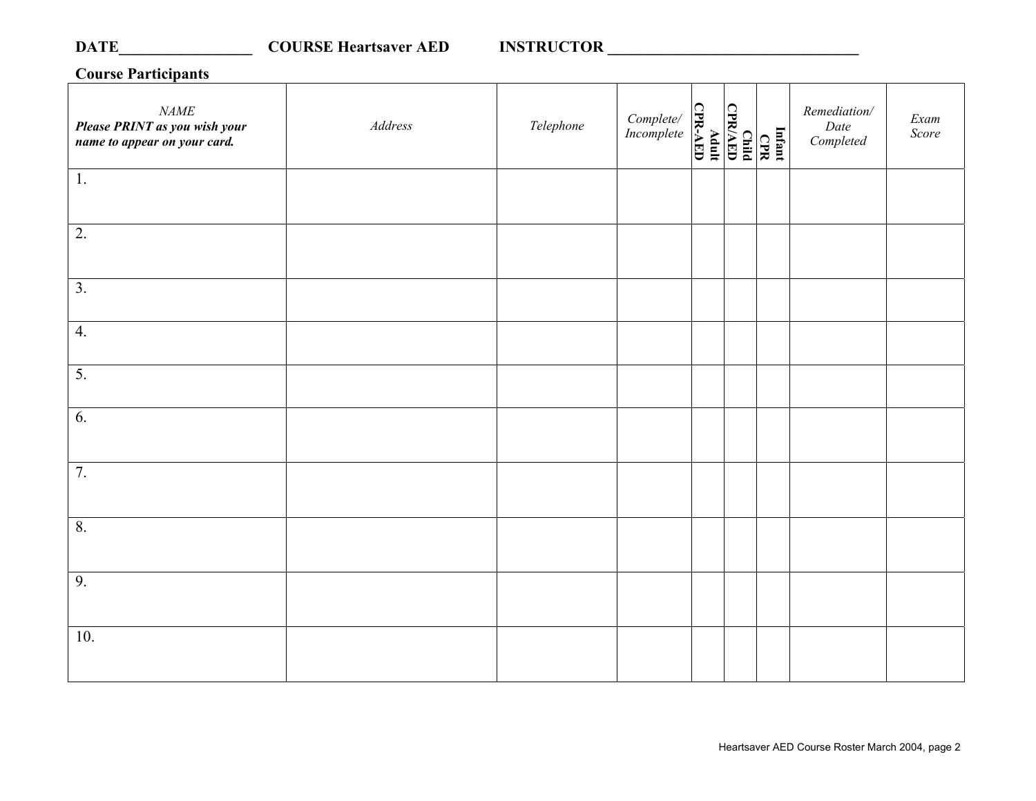**DATE\_\_\_\_\_\_\_\_\_\_\_\_\_\_\_\_\_ COURSE Heartsaver AED INSTRUCTOR \_\_\_\_\_\_\_\_\_\_\_\_\_\_\_\_\_\_\_\_\_\_\_\_\_\_\_\_\_\_\_\_\_**

**Course Participants**

| *NAME* ***Please PRINT as you wish your name to appear on your card.*** | *Address* | *Telephone* | *Complete/ Incomplete* | **Adult CPR-AED** | **Child CPR/AED** | **Infant CPR** | *Remediation/ Date Completed* | *Exam Score* |
|---|---|---|---|---|---|---|---|---|
| 1. | | | | | | | | |
| 2. | | | | | | | | |
| 3. | | | | | | | | |
| 4. | | | | | | | | |
| 5. | | | | | | | | |
| 6. | | | | | | | | |
| 7. | | | | | | | | |
| 8. | | | | | | | | |
| 9. | | | | | | | | |
| 10. | | | | | | | | |